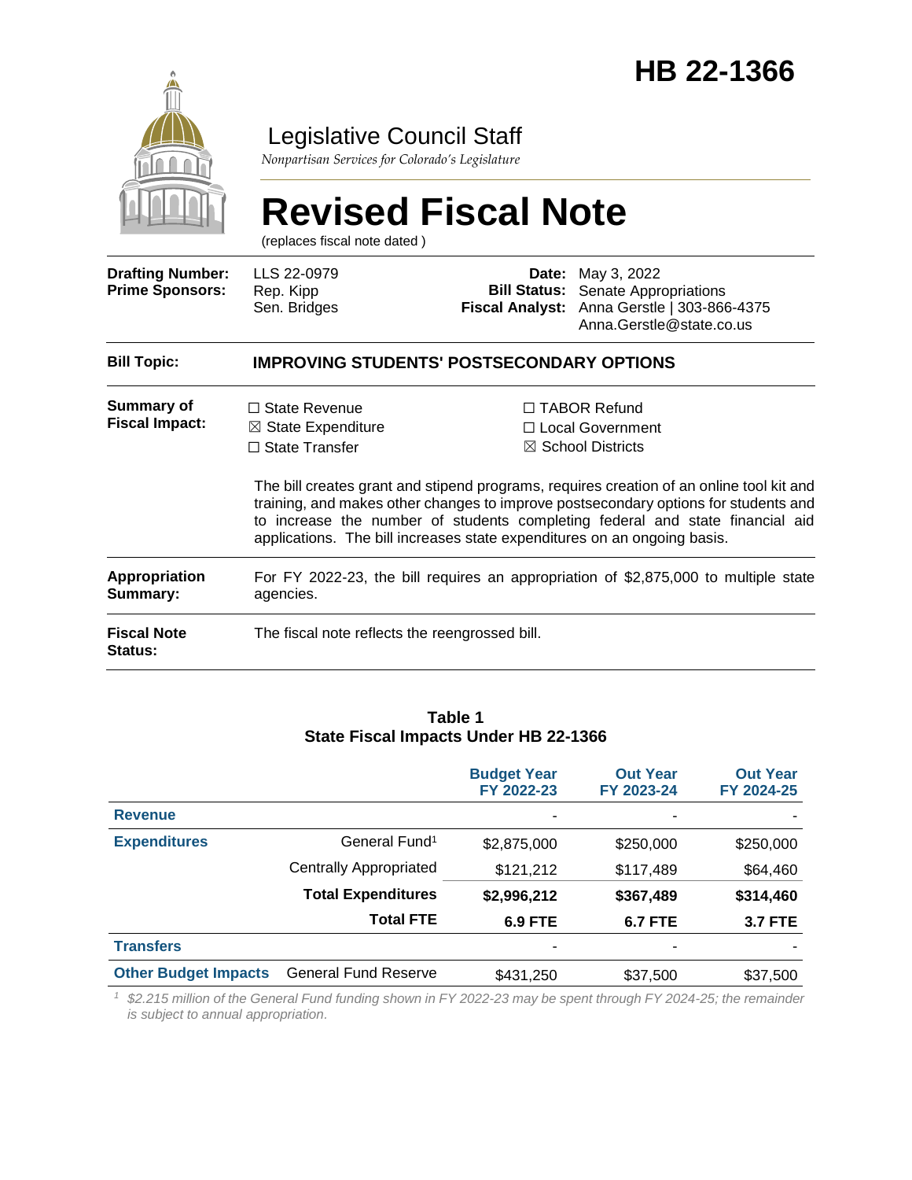# HB 22-1366

Legislative Council Staff

*Nonpartisan Services for Colorado's Legislature*

# Revised Fiscal Note

(replaces fiscal note dated )

| | | | |
|---|---|---|---|
| **Drafting Number:** | LLS 22-0979 | **Date:** | May 3, 2022 |
| **Prime Sponsors:** | Rep. Kipp<br>Sen. Bridges | **Bill Status:** | Senate Appropriations |
| | | **Fiscal Analyst:** | Anna Gerstle \| 303-866-4375<br>Anna.Gerstle@state.co.us |

**Bill Topic:** **IMPROVING STUDENTS' POSTSECONDARY OPTIONS**

**Summary of Fiscal Impact:**

- ☐ State Revenue
- ☒ State Expenditure
- ☐ State Transfer
- ☐ TABOR Refund
- ☐ Local Government
- ☒ School Districts

The bill creates grant and stipend programs, requires creation of an online tool kit and training, and makes other changes to improve postsecondary options for students and to increase the number of students completing federal and state financial aid applications. The bill increases state expenditures on an ongoing basis.

**Appropriation Summary:** For FY 2022-23, the bill requires an appropriation of $2,875,000 to multiple state agencies.

**Fiscal Note Status:** The fiscal note reflects the reengrossed bill.

**Table 1**
**State Fiscal Impacts Under HB 22-1366**

| | | Budget Year FY 2022-23 | Out Year FY 2023-24 | Out Year FY 2024-25 |
|---|---|---|---|---|
| **Revenue** | | - | - | - |
| **Expenditures** | General Fund[1] | $2,875,000 | $250,000 | $250,000 |
| | Centrally Appropriated | $121,212 | $117,489 | $64,460 |
| | **Total Expenditures** | **$2,996,212** | **$367,489** | **$314,460** |
| | **Total FTE** | **6.9 FTE** | **6.7 FTE** | **3.7 FTE** |
| **Transfers** | | - | - | - |
| **Other Budget Impacts** | General Fund Reserve | $431,250 | $37,500 | $37,500 |

[1] *$2.215 million of the General Fund funding shown in FY 2022-23 may be spent through FY 2024-25; the remainder is subject to annual appropriation.*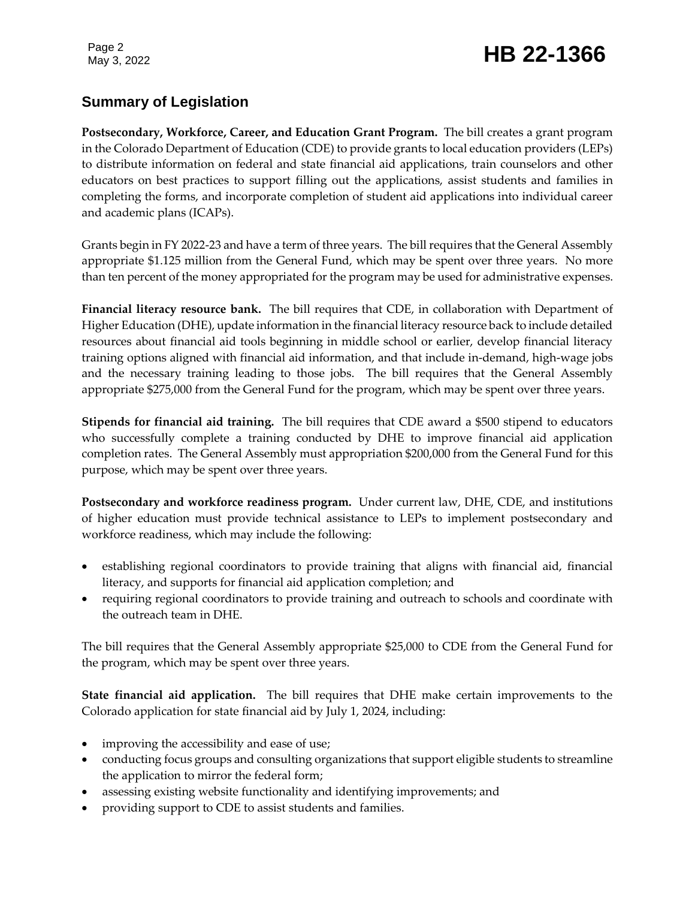## Summary of Legislation

**Postsecondary, Workforce, Career, and Education Grant Program.** The bill creates a grant program in the Colorado Department of Education (CDE) to provide grants to local education providers (LEPs) to distribute information on federal and state financial aid applications, train counselors and other educators on best practices to support filling out the applications, assist students and families in completing the forms, and incorporate completion of student aid applications into individual career and academic plans (ICAPs).

Grants begin in FY 2022-23 and have a term of three years. The bill requires that the General Assembly appropriate $1.125 million from the General Fund, which may be spent over three years. No more than ten percent of the money appropriated for the program may be used for administrative expenses.

**Financial literacy resource bank.** The bill requires that CDE, in collaboration with Department of Higher Education (DHE), update information in the financial literacy resource back to include detailed resources about financial aid tools beginning in middle school or earlier, develop financial literacy training options aligned with financial aid information, and that include in-demand, high-wage jobs and the necessary training leading to those jobs. The bill requires that the General Assembly appropriate $275,000 from the General Fund for the program, which may be spent over three years.

**Stipends for financial aid training.** The bill requires that CDE award a $500 stipend to educators who successfully complete a training conducted by DHE to improve financial aid application completion rates. The General Assembly must appropriation $200,000 from the General Fund for this purpose, which may be spent over three years.

**Postsecondary and workforce readiness program.** Under current law, DHE, CDE, and institutions of higher education must provide technical assistance to LEPs to implement postsecondary and workforce readiness, which may include the following:

- establishing regional coordinators to provide training that aligns with financial aid, financial literacy, and supports for financial aid application completion; and
- requiring regional coordinators to provide training and outreach to schools and coordinate with the outreach team in DHE.

The bill requires that the General Assembly appropriate $25,000 to CDE from the General Fund for the program, which may be spent over three years.

**State financial aid application.** The bill requires that DHE make certain improvements to the Colorado application for state financial aid by July 1, 2024, including:

- improving the accessibility and ease of use;
- conducting focus groups and consulting organizations that support eligible students to streamline the application to mirror the federal form;
- assessing existing website functionality and identifying improvements; and
- providing support to CDE to assist students and families.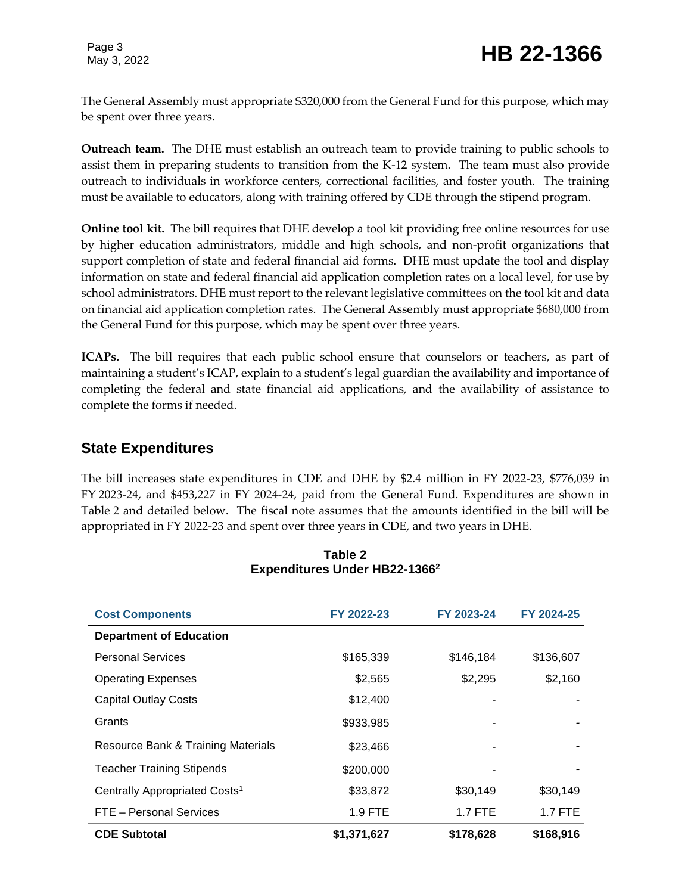The General Assembly must appropriate $320,000 from the General Fund for this purpose, which may be spent over three years.

**Outreach team.** The DHE must establish an outreach team to provide training to public schools to assist them in preparing students to transition from the K-12 system. The team must also provide outreach to individuals in workforce centers, correctional facilities, and foster youth. The training must be available to educators, along with training offered by CDE through the stipend program.

**Online tool kit.** The bill requires that DHE develop a tool kit providing free online resources for use by higher education administrators, middle and high schools, and non-profit organizations that support completion of state and federal financial aid forms. DHE must update the tool and display information on state and federal financial aid application completion rates on a local level, for use by school administrators. DHE must report to the relevant legislative committees on the tool kit and data on financial aid application completion rates. The General Assembly must appropriate $680,000 from the General Fund for this purpose, which may be spent over three years.

**ICAPs.** The bill requires that each public school ensure that counselors or teachers, as part of maintaining a student's ICAP, explain to a student's legal guardian the availability and importance of completing the federal and state financial aid applications, and the availability of assistance to complete the forms if needed.

## State Expenditures

The bill increases state expenditures in CDE and DHE by $2.4 million in FY 2022-23, $776,039 in FY 2023-24, and $453,227 in FY 2024-24, paid from the General Fund. Expenditures are shown in Table 2 and detailed below. The fiscal note assumes that the amounts identified in the bill will be appropriated in FY 2022-23 and spent over three years in CDE, and two years in DHE.

**Table 2**
**Expenditures Under HB22-1366[2]**

| Cost Components | FY 2022-23 | FY 2023-24 | FY 2024-25 |
|---|---|---|---|
| **Department of Education** | | | |
| Personal Services | $165,339 | $146,184 | $136,607 |
| Operating Expenses | $2,565 | $2,295 | $2,160 |
| Capital Outlay Costs | $12,400 | - | - |
| Grants | $933,985 | - | - |
| Resource Bank & Training Materials | $23,466 | - | - |
| Teacher Training Stipends | $200,000 | - | - |
| Centrally Appropriated Costs[1] | $33,872 | $30,149 | $30,149 |
| FTE – Personal Services | 1.9 FTE | 1.7 FTE | 1.7 FTE |
| **CDE Subtotal** | **$1,371,627** | **$178,628** | **$168,916** |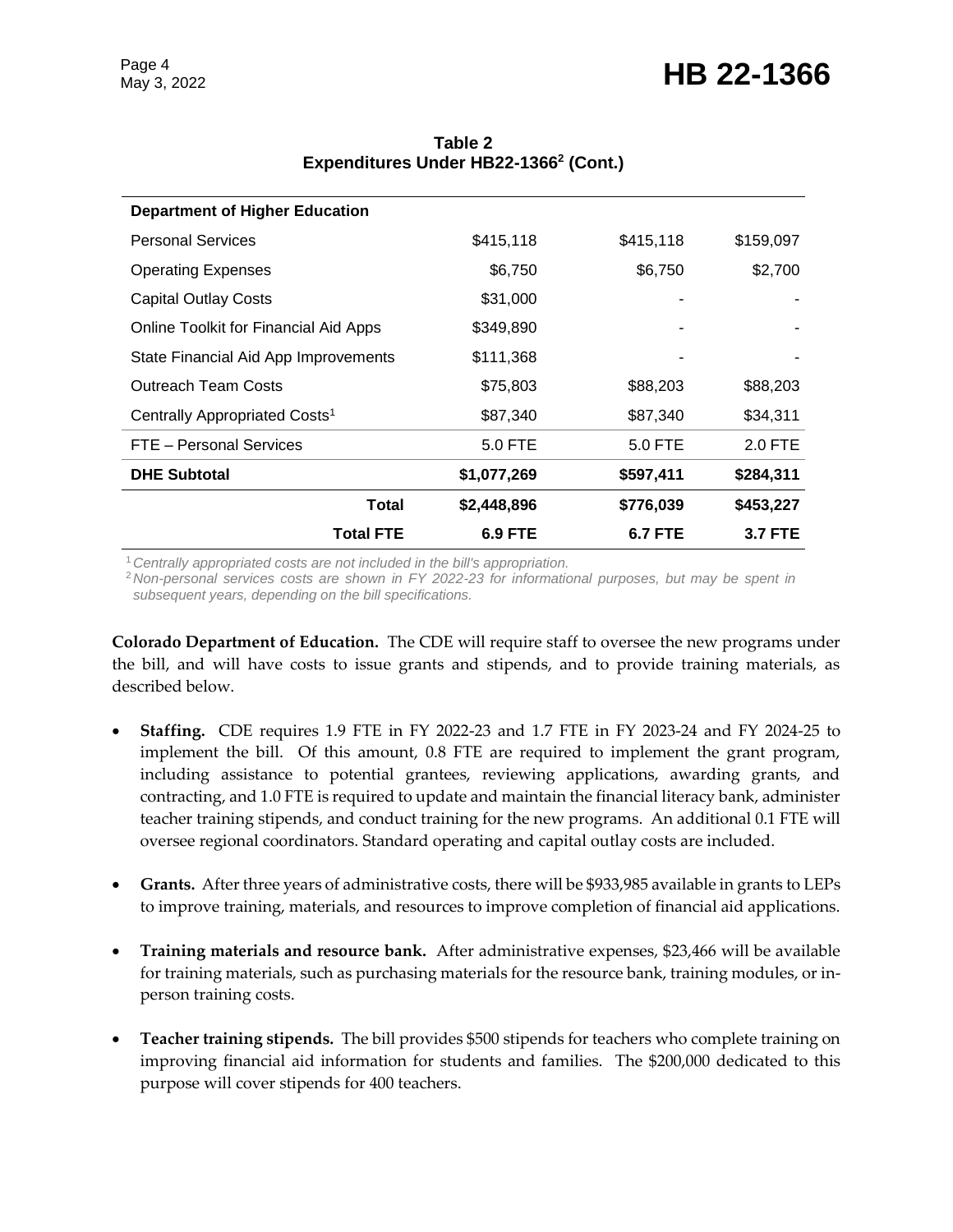**Table 2**
**Expenditures Under HB22-1366[2] (Cont.)**

| | | | |
|---|---|---|---|
| **Department of Higher Education** | | | |
| Personal Services | $415,118 | $415,118 | $159,097 |
| Operating Expenses | $6,750 | $6,750 | $2,700 |
| Capital Outlay Costs | $31,000 | - | - |
| Online Toolkit for Financial Aid Apps | $349,890 | - | - |
| State Financial Aid App Improvements | $111,368 | - | - |
| Outreach Team Costs | $75,803 | $88,203 | $88,203 |
| Centrally Appropriated Costs[1] | $87,340 | $87,340 | $34,311 |
| FTE – Personal Services | 5.0 FTE | 5.0 FTE | 2.0 FTE |
| **DHE Subtotal** | **$1,077,269** | **$597,411** | **$284,311** |
| **Total** | **$2,448,896** | **$776,039** | **$453,227** |
| **Total FTE** | **6.9 FTE** | **6.7 FTE** | **3.7 FTE** |

[1] *Centrally appropriated costs are not included in the bill's appropriation.*
[2] *Non-personal services costs are shown in FY 2022-23 for informational purposes, but may be spent in subsequent years, depending on the bill specifications.*

**Colorado Department of Education.** The CDE will require staff to oversee the new programs under the bill, and will have costs to issue grants and stipends, and to provide training materials, as described below.

- **Staffing.** CDE requires 1.9 FTE in FY 2022-23 and 1.7 FTE in FY 2023-24 and FY 2024-25 to implement the bill. Of this amount, 0.8 FTE are required to implement the grant program, including assistance to potential grantees, reviewing applications, awarding grants, and contracting, and 1.0 FTE is required to update and maintain the financial literacy bank, administer teacher training stipends, and conduct training for the new programs. An additional 0.1 FTE will oversee regional coordinators. Standard operating and capital outlay costs are included.
- **Grants.** After three years of administrative costs, there will be $933,985 available in grants to LEPs to improve training, materials, and resources to improve completion of financial aid applications.
- **Training materials and resource bank.** After administrative expenses, $23,466 will be available for training materials, such as purchasing materials for the resource bank, training modules, or in-person training costs.
- **Teacher training stipends.** The bill provides $500 stipends for teachers who complete training on improving financial aid information for students and families. The $200,000 dedicated to this purpose will cover stipends for 400 teachers.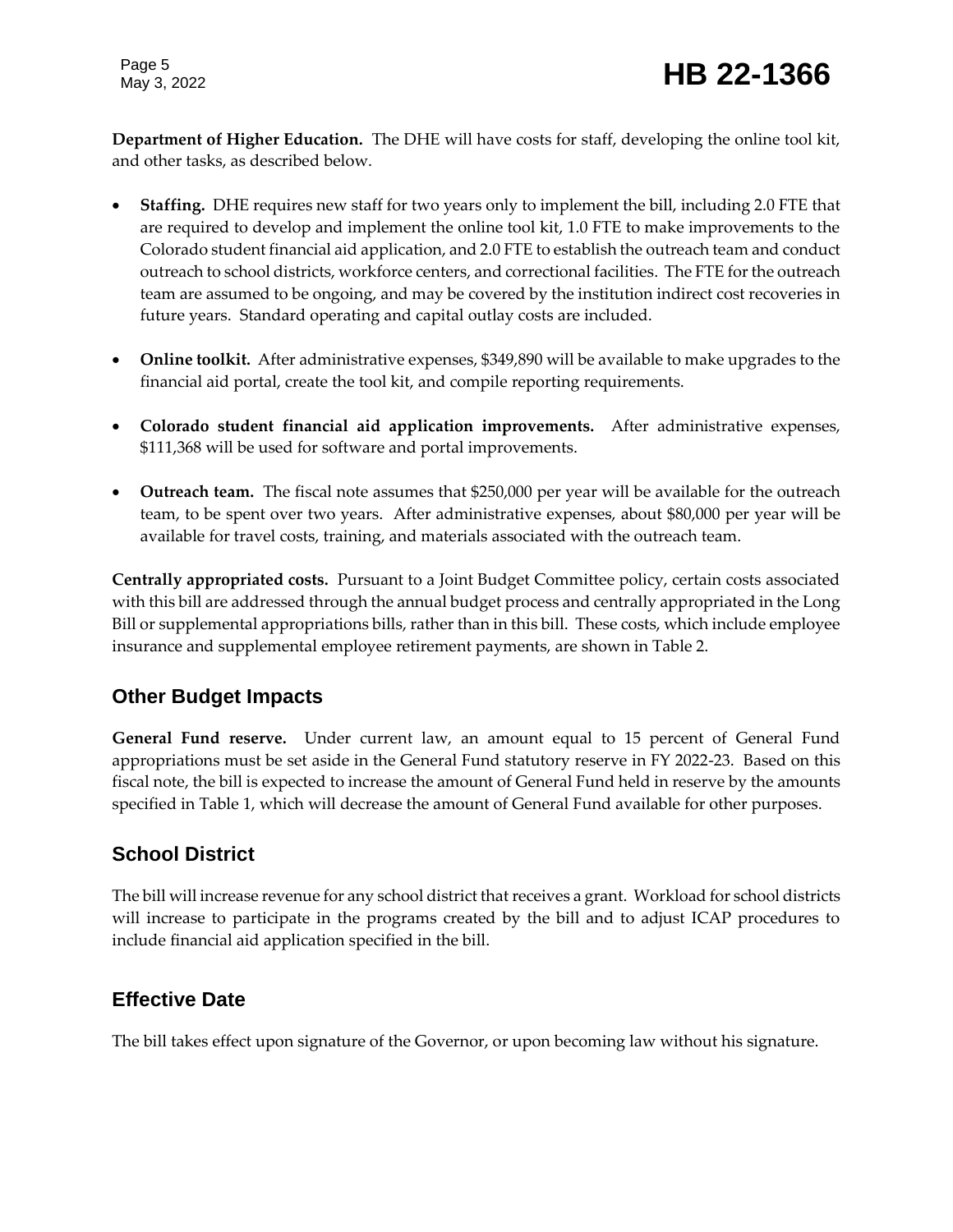**Department of Higher Education.** The DHE will have costs for staff, developing the online tool kit, and other tasks, as described below.

- **Staffing.** DHE requires new staff for two years only to implement the bill, including 2.0 FTE that are required to develop and implement the online tool kit, 1.0 FTE to make improvements to the Colorado student financial aid application, and 2.0 FTE to establish the outreach team and conduct outreach to school districts, workforce centers, and correctional facilities. The FTE for the outreach team are assumed to be ongoing, and may be covered by the institution indirect cost recoveries in future years. Standard operating and capital outlay costs are included.

- **Online toolkit.** After administrative expenses, $349,890 will be available to make upgrades to the financial aid portal, create the tool kit, and compile reporting requirements.

- **Colorado student financial aid application improvements.** After administrative expenses, $111,368 will be used for software and portal improvements.

- **Outreach team.** The fiscal note assumes that $250,000 per year will be available for the outreach team, to be spent over two years. After administrative expenses, about $80,000 per year will be available for travel costs, training, and materials associated with the outreach team.

**Centrally appropriated costs.** Pursuant to a Joint Budget Committee policy, certain costs associated with this bill are addressed through the annual budget process and centrally appropriated in the Long Bill or supplemental appropriations bills, rather than in this bill. These costs, which include employee insurance and supplemental employee retirement payments, are shown in Table 2.

## Other Budget Impacts

**General Fund reserve.** Under current law, an amount equal to 15 percent of General Fund appropriations must be set aside in the General Fund statutory reserve in FY 2022-23. Based on this fiscal note, the bill is expected to increase the amount of General Fund held in reserve by the amounts specified in Table 1, which will decrease the amount of General Fund available for other purposes.

## School District

The bill will increase revenue for any school district that receives a grant. Workload for school districts will increase to participate in the programs created by the bill and to adjust ICAP procedures to include financial aid application specified in the bill.

## Effective Date

The bill takes effect upon signature of the Governor, or upon becoming law without his signature.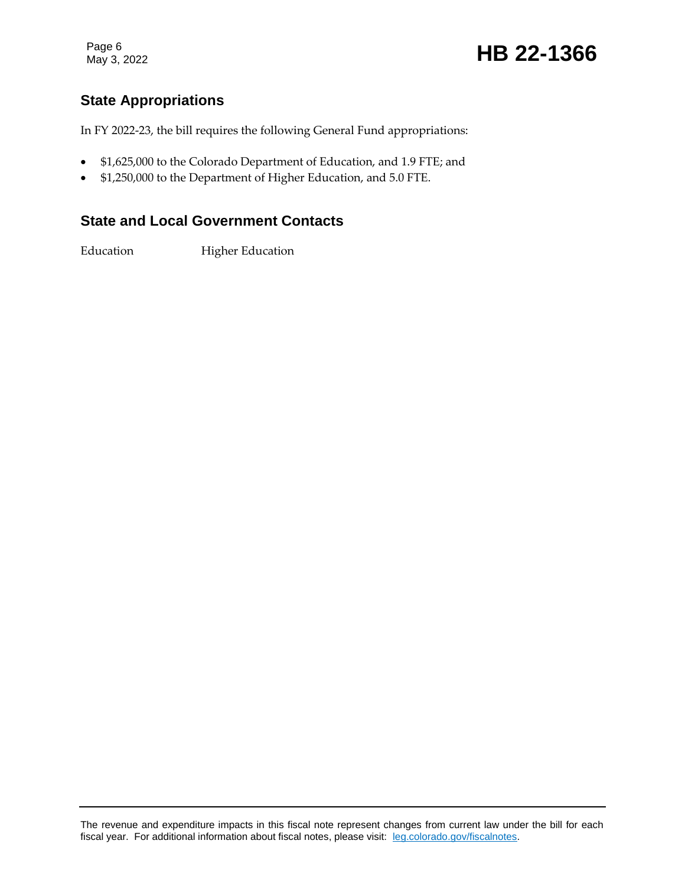## State Appropriations

In FY 2022-23, the bill requires the following General Fund appropriations:

- $1,625,000 to the Colorado Department of Education, and 1.9 FTE; and
- $1,250,000 to the Department of Higher Education, and 5.0 FTE.

## State and Local Government Contacts

Education    Higher Education

The revenue and expenditure impacts in this fiscal note represent changes from current law under the bill for each fiscal year. For additional information about fiscal notes, please visit: leg.colorado.gov/fiscalnotes.